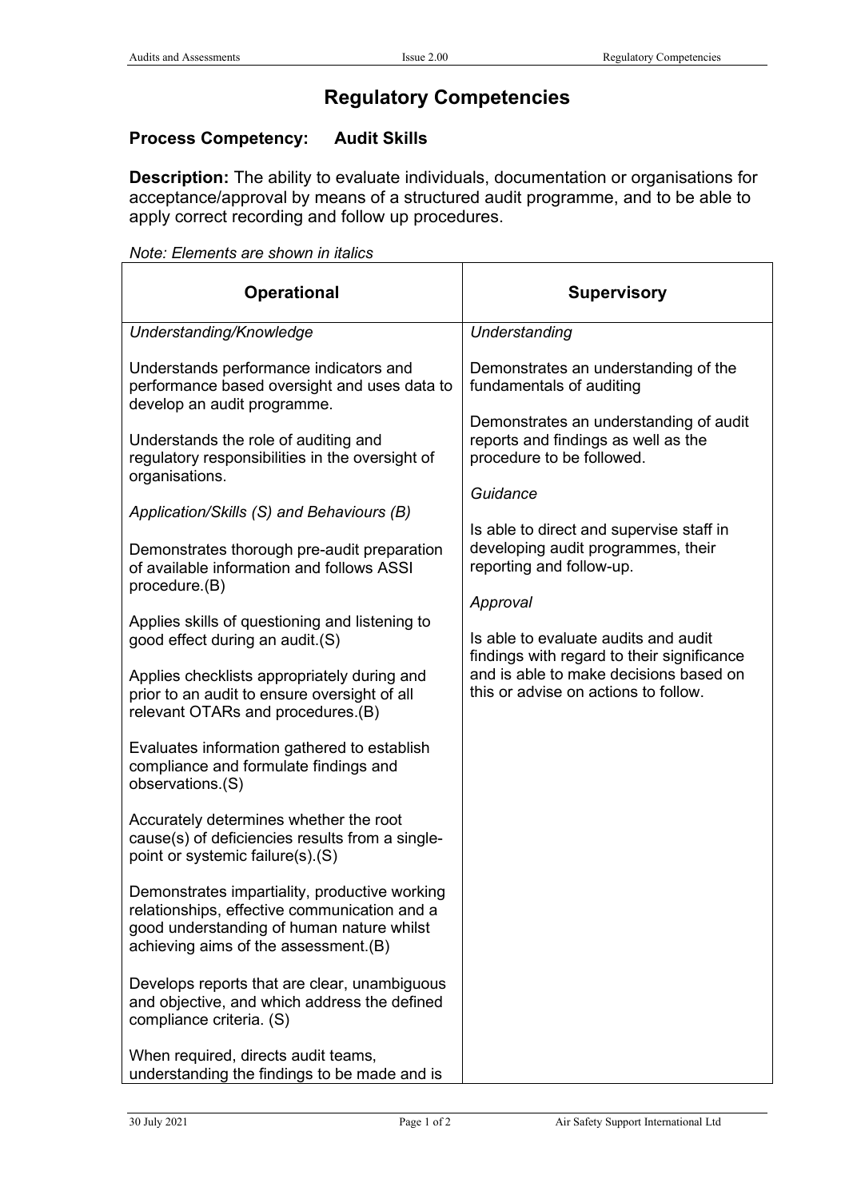# Regulatory Competencies

## Process Competency: Audit Skills

**Description:** The ability to evaluate individuals, documentation or organisations for acceptance/approval by means of a structured audit programme, and to be able to apply correct recording and follow up procedures.

*Note: Elements are shown in italics*

| Operational | Supervisory |
|---|---|
| *Understanding/Knowledge*<br><br>Understands performance indicators and performance based oversight and uses data to develop an audit programme.<br><br>Understands the role of auditing and regulatory responsibilities in the oversight of organisations.<br><br>*Application/Skills (S) and Behaviours (B)*<br><br>Demonstrates thorough pre-audit preparation of available information and follows ASSI procedure.(B)<br><br>Applies skills of questioning and listening to good effect during an audit.(S)<br><br>Applies checklists appropriately during and prior to an audit to ensure oversight of all relevant OTARs and procedures.(B)<br><br>Evaluates information gathered to establish compliance and formulate findings and observations.(S)<br><br>Accurately determines whether the root cause(s) of deficiencies results from a single-point or systemic failure(s).(S)<br><br>Demonstrates impartiality, productive working relationships, effective communication and a good understanding of human nature whilst achieving aims of the assessment.(B)<br><br>Develops reports that are clear, unambiguous and objective, and which address the defined compliance criteria. (S)<br><br>When required, directs audit teams, understanding the findings to be made and is | *Understanding*<br><br>Demonstrates an understanding of the fundamentals of auditing<br><br>Demonstrates an understanding of audit reports and findings as well as the procedure to be followed.<br><br>*Guidance*<br><br>Is able to direct and supervise staff in developing audit programmes, their reporting and follow-up.<br><br>*Approval*<br><br>Is able to evaluate audits and audit findings with regard to their significance and is able to make decisions based on this or advise on actions to follow. |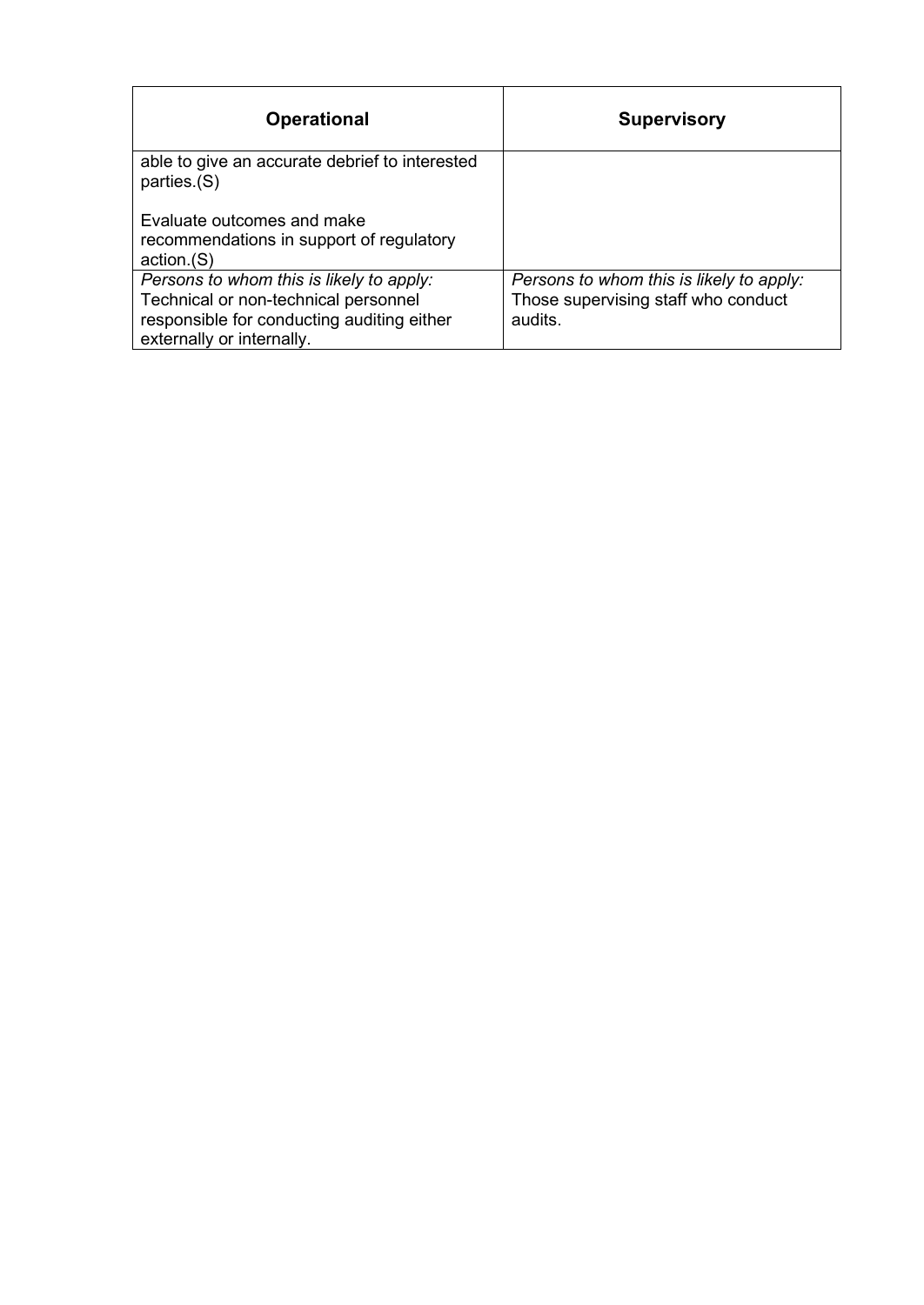| Operational | Supervisory |
|---|---|
| able to give an accurate debrief to interested parties.(S)<br><br>Evaluate outcomes and make recommendations in support of regulatory action.(S) | |
| *Persons to whom this is likely to apply:*<br>Technical or non-technical personnel responsible for conducting auditing either externally or internally. | *Persons to whom this is likely to apply:*<br>Those supervising staff who conduct audits. |